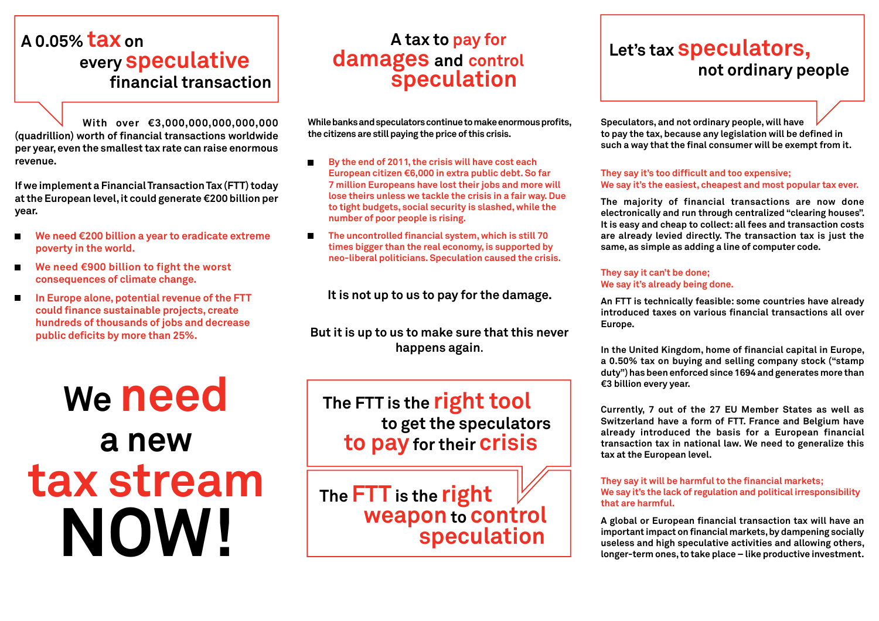## A 0.05% tax on every speculative financial transaction

With over €3,000,000,000,000,000 (quadrillion) worth of financial transactions worldwide per year, even the smallest tax rate can raise enormous revenue.

If we implement a Financial Transaction Tax (FTT) today at the European level, it could generate €200 billion per year.

- We need €200 billion a year to eradicate extreme poverty in the world.
- We need €900 billion to fight the worst consequences of climate change.
- In Europe alone, potential revenue of the FTT could finance sustainable projects, create hundreds of thousands of jobs and decrease public deficits by more than 25%.

# We need a new tax stream NOW!

## A tax to pay for damages and control speculation

While banks and speculators continue to make enormous profits, the citizens are still paying the price of this crisis.

- By the end of 2011, the crisis will have cost each European citizen €6,000 in extra public debt. So far 7 million Europeans have lost their jobs and more will lose theirs unless we tackle the crisis in a fair way. Due to tight budgets, social security is slashed, while the number of poor people is rising.
- The uncontrolled financial system, which is still 70 times bigger than the real economy, is supported by neo-liberal politicians. Speculation caused the crisis.

It is not up to us to pay for the damage.

But it is up to us to make sure that this never happens again.

## The FTT is the right tool to get the speculators to pay for their crisis

## The FTT is the right weapon to control speculation

## Let's tax speculators, not ordinary people

Speculators, and not ordinary people, will have to pay the tax, because any legislation will be defined in such a way that the final consumer will be exempt from it.

They say it's too difficult and too expensive;
We say it's the easiest, cheapest and most popular tax ever.

The majority of financial transactions are now done electronically and run through centralized "clearing houses". It is easy and cheap to collect: all fees and transaction costs are already levied directly. The transaction tax is just the same, as simple as adding a line of computer code.

They say it can't be done;
We say it's already being done.

An FTT is technically feasible: some countries have already introduced taxes on various financial transactions all over Europe.

In the United Kingdom, home of financial capital in Europe, a 0.50% tax on buying and selling company stock ("stamp duty") has been enforced since 1694 and generates more than €3 billion every year.

Currently, 7 out of the 27 EU Member States as well as Switzerland have a form of FTT. France and Belgium have already introduced the basis for a European financial transaction tax in national law. We need to generalize this tax at the European level.

They say it will be harmful to the financial markets;
We say it's the lack of regulation and political irresponsibility that are harmful.

A global or European financial transaction tax will have an important impact on financial markets, by dampening socially useless and high speculative activities and allowing others, longer-term ones, to take place – like productive investment.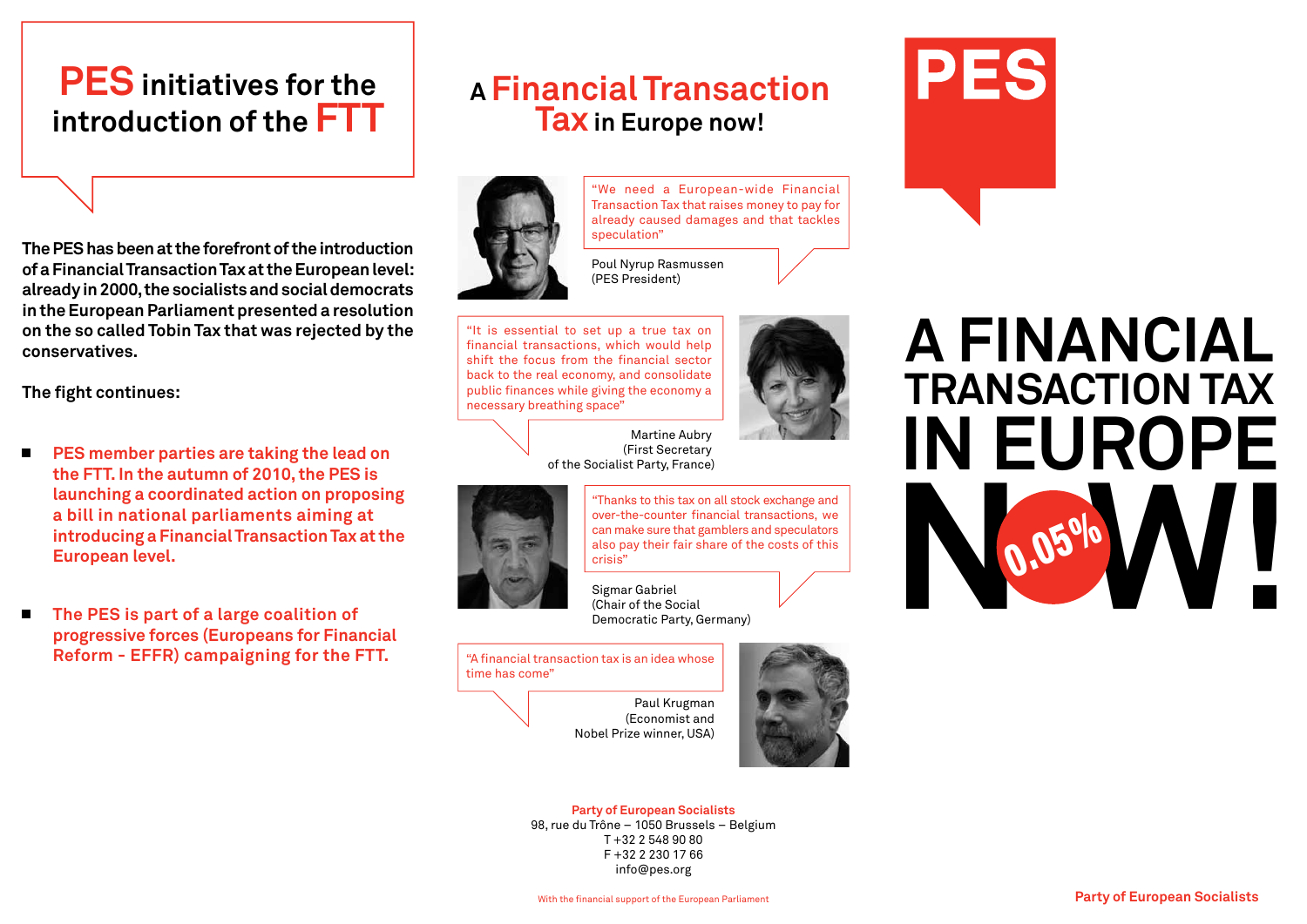# PES initiatives for the introduction of the FTT

**The PES has been at the forefront of the introduction of a Financial Transaction Tax at the European level: already in 2000, the socialists and social democrats in the European Parliament presented a resolution on the so called Tobin Tax that was rejected by the conservatives.**

**The fight continues:**

- **PES member parties are taking the lead on the FTT. In the autumn of 2010, the PES is launching a coordinated action on proposing a bill in national parliaments aiming at introducing a Financial Transaction Tax at the European level.**
- **The PES is part of a large coalition of progressive forces (Europeans for Financial Reform - EFFR) campaigning for the FTT.**

# A Financial Transaction Tax in Europe now!

"We need a European-wide Financial Transaction Tax that raises money to pay for already caused damages and that tackles speculation"

Poul Nyrup Rasmussen
(PES President)

"It is essential to set up a true tax on financial transactions, which would help shift the focus from the financial sector back to the real economy, and consolidate public finances while giving the economy a necessary breathing space"

Martine Aubry
(First Secretary
of the Socialist Party, France)

"Thanks to this tax on all stock exchange and over-the-counter financial transactions, we can make sure that gamblers and speculators also pay their fair share of the costs of this crisis"

Sigmar Gabriel
(Chair of the Social Democratic Party, Germany)

"A financial transaction tax is an idea whose time has come"

Paul Krugman
(Economist and Nobel Prize winner, USA)

**Party of European Socialists**
98, rue du Trône – 1050 Brussels – Belgium
T +32 2 548 90 80
F +32 2 230 17 66
info@pes.org

With the financial support of the European Parliament

# PES

# A FINANCIAL TRANSACTION TAX IN EUROPE NOW!

0.05%

**Party of European Socialists**